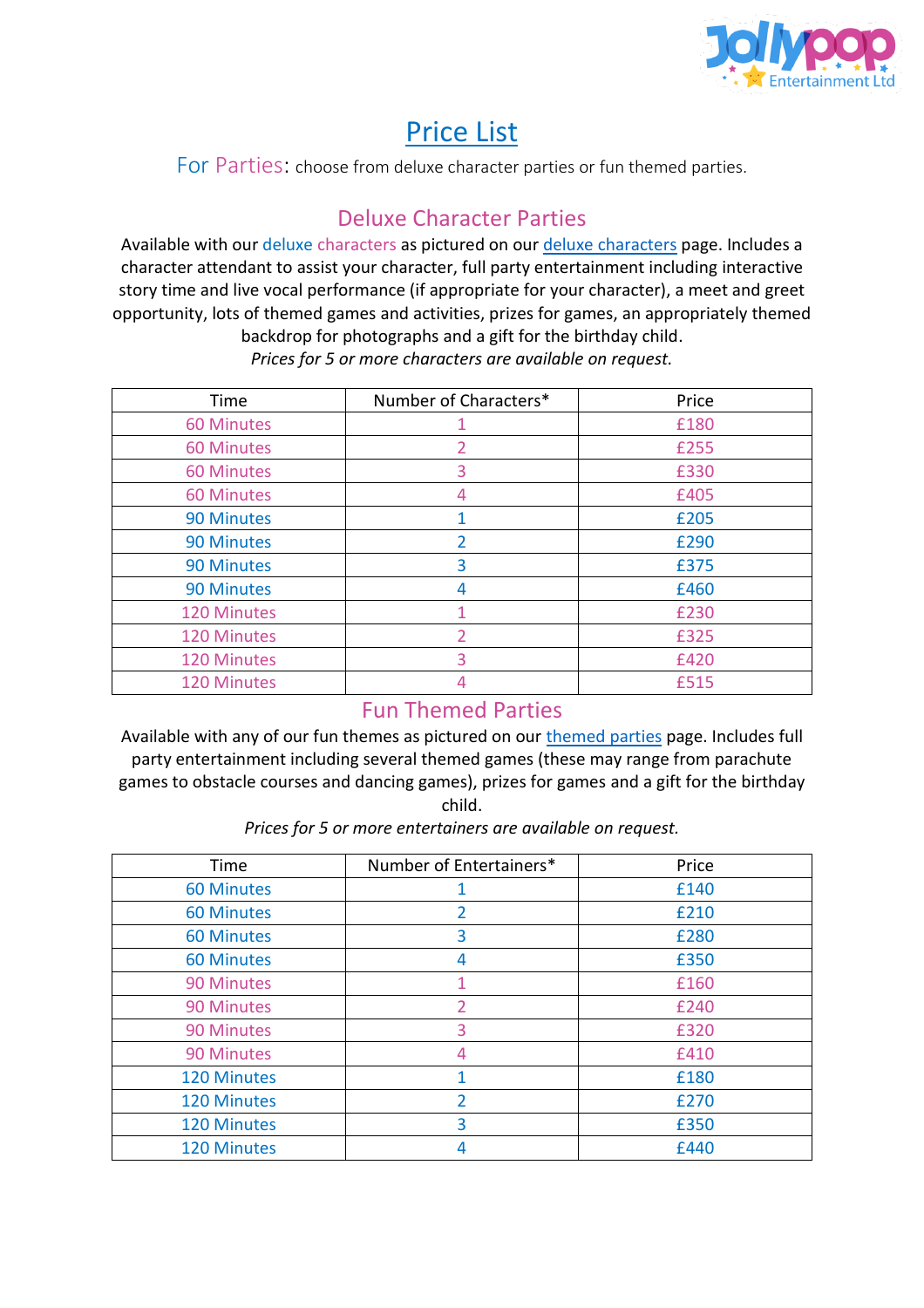# Price List

**For Parties:** choose from deluxe character parties or fun themed parties.

## Deluxe Character Parties

Available with our deluxe characters as pictured on our deluxe characters page. Includes a character attendant to assist your character, full party entertainment including interactive story time and live vocal performance (if appropriate for your character), a meet and greet opportunity, lots of themed games and activities, prizes for games, an appropriately themed backdrop for photographs and a gift for the birthday child.

*Prices for 5 or more characters are available on request.*

| Time | Number of Characters* | Price |
|---|---|---|
| 60 Minutes | 1 | £180 |
| 60 Minutes | 2 | £255 |
| 60 Minutes | 3 | £330 |
| 60 Minutes | 4 | £405 |
| 90 Minutes | 1 | £205 |
| 90 Minutes | 2 | £290 |
| 90 Minutes | 3 | £375 |
| 90 Minutes | 4 | £460 |
| 120 Minutes | 1 | £230 |
| 120 Minutes | 2 | £325 |
| 120 Minutes | 3 | £420 |
| 120 Minutes | 4 | £515 |

## Fun Themed Parties

Available with any of our fun themes as pictured on our themed parties page. Includes full party entertainment including several themed games (these may range from parachute games to obstacle courses and dancing games), prizes for games and a gift for the birthday child.

*Prices for 5 or more entertainers are available on request.*

| Time | Number of Entertainers* | Price |
|---|---|---|
| 60 Minutes | 1 | £140 |
| 60 Minutes | 2 | £210 |
| 60 Minutes | 3 | £280 |
| 60 Minutes | 4 | £350 |
| 90 Minutes | 1 | £160 |
| 90 Minutes | 2 | £240 |
| 90 Minutes | 3 | £320 |
| 90 Minutes | 4 | £410 |
| 120 Minutes | 1 | £180 |
| 120 Minutes | 2 | £270 |
| 120 Minutes | 3 | £350 |
| 120 Minutes | 4 | £440 |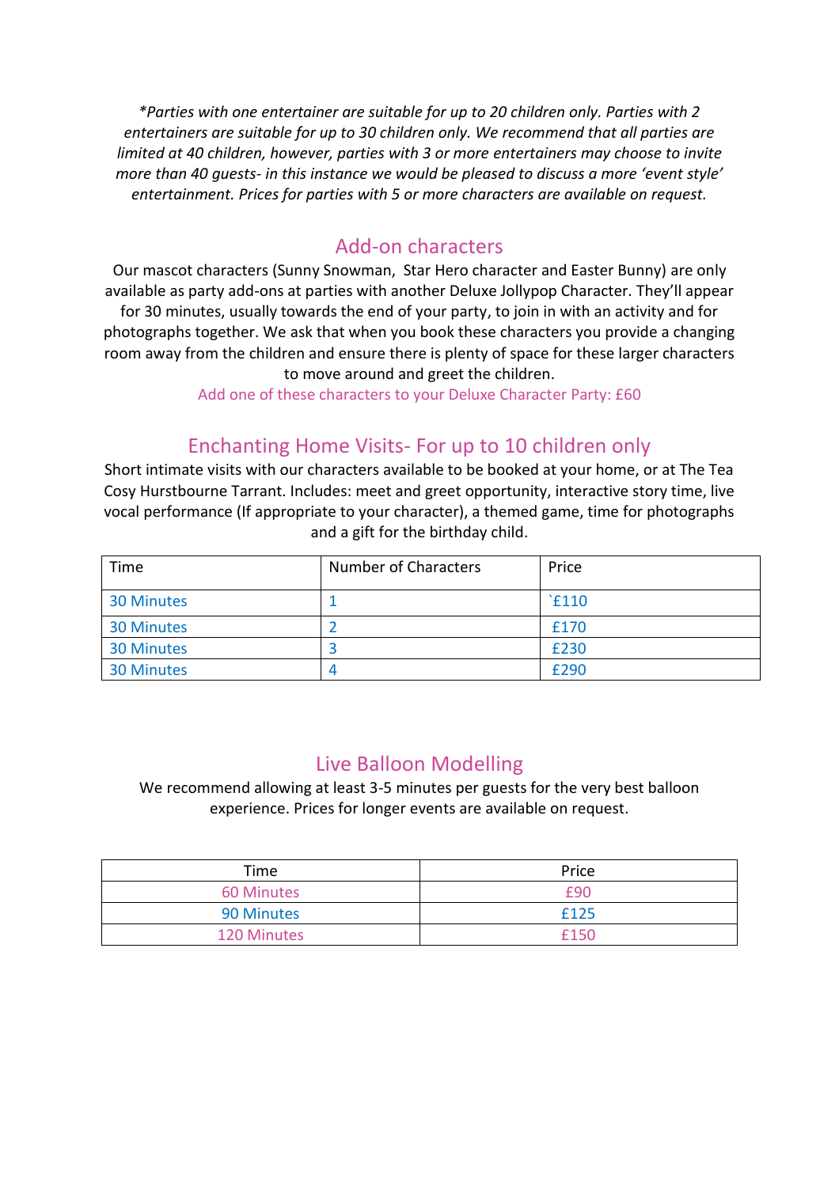*\*Parties with one entertainer are suitable for up to 20 children only. Parties with 2 entertainers are suitable for up to 30 children only. We recommend that all parties are limited at 40 children, however, parties with 3 or more entertainers may choose to invite more than 40 guests- in this instance we would be pleased to discuss a more 'event style' entertainment. Prices for parties with 5 or more characters are available on request.*

## Add-on characters

Our mascot characters (Sunny Snowman, Star Hero character and Easter Bunny) are only available as party add-ons at parties with another Deluxe Jollypop Character. They'll appear for 30 minutes, usually towards the end of your party, to join in with an activity and for photographs together. We ask that when you book these characters you provide a changing room away from the children and ensure there is plenty of space for these larger characters to move around and greet the children.

Add one of these characters to your Deluxe Character Party: £60

## Enchanting Home Visits- For up to 10 children only

Short intimate visits with our characters available to be booked at your home, or at The Tea Cosy Hurstbourne Tarrant. Includes: meet and greet opportunity, interactive story time, live vocal performance (If appropriate to your character), a themed game, time for photographs and a gift for the birthday child.

| Time | Number of Characters | Price |
|---|---|---|
| 30 Minutes | 1 | `£110 |
| 30 Minutes | 2 | £170 |
| 30 Minutes | 3 | £230 |
| 30 Minutes | 4 | £290 |

## Live Balloon Modelling

We recommend allowing at least 3-5 minutes per guests for the very best balloon experience. Prices for longer events are available on request.

| Time | Price |
|---|---|
| 60 Minutes | £90 |
| 90 Minutes | £125 |
| 120 Minutes | £150 |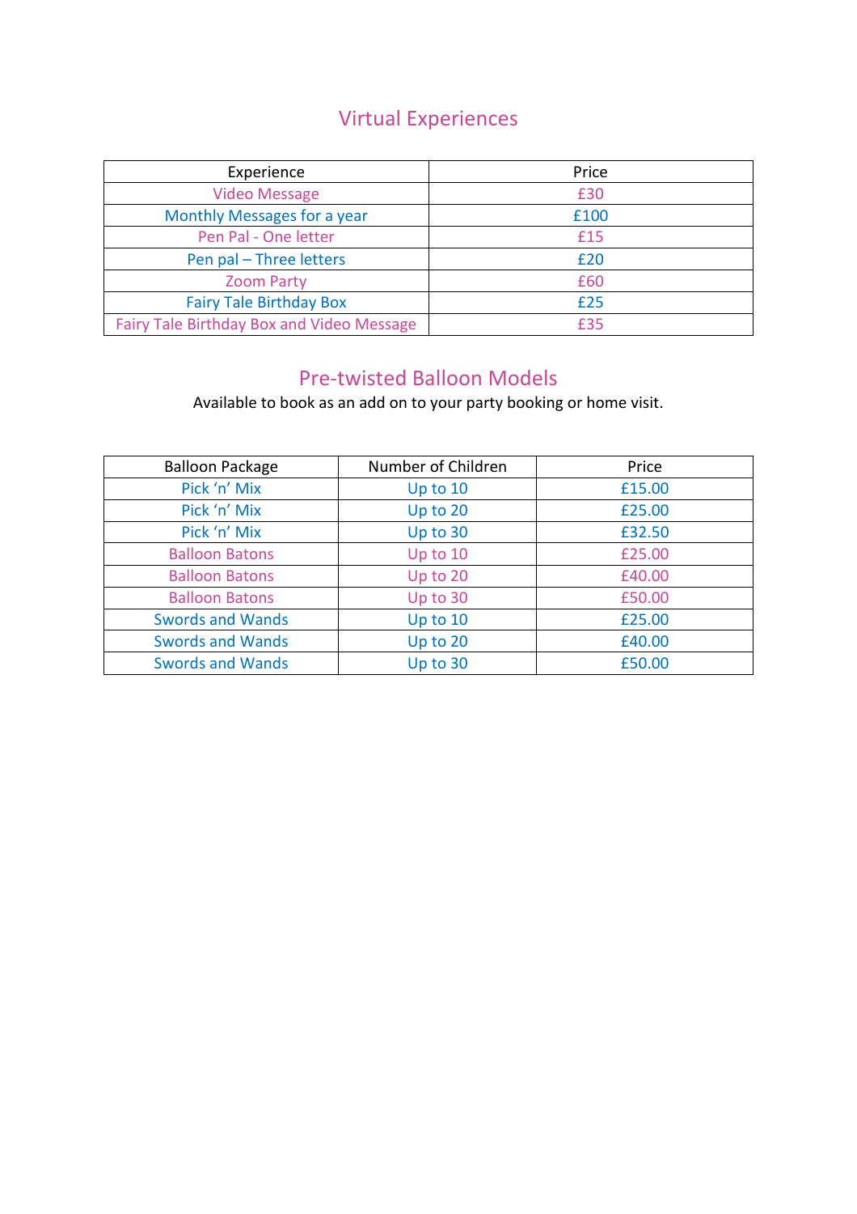## Virtual Experiences

| Experience | Price |
|---|---|
| Video Message | £30 |
| Monthly Messages for a year | £100 |
| Pen Pal - One letter | £15 |
| Pen pal – Three letters | £20 |
| Zoom Party | £60 |
| Fairy Tale Birthday Box | £25 |
| Fairy Tale Birthday Box and Video Message | £35 |

## Pre-twisted Balloon Models

Available to book as an add on to your party booking or home visit.

| Balloon Package | Number of Children | Price |
|---|---|---|
| Pick 'n' Mix | Up to 10 | £15.00 |
| Pick 'n' Mix | Up to 20 | £25.00 |
| Pick 'n' Mix | Up to 30 | £32.50 |
| Balloon Batons | Up to 10 | £25.00 |
| Balloon Batons | Up to 20 | £40.00 |
| Balloon Batons | Up to 30 | £50.00 |
| Swords and Wands | Up to 10 | £25.00 |
| Swords and Wands | Up to 20 | £40.00 |
| Swords and Wands | Up to 30 | £50.00 |